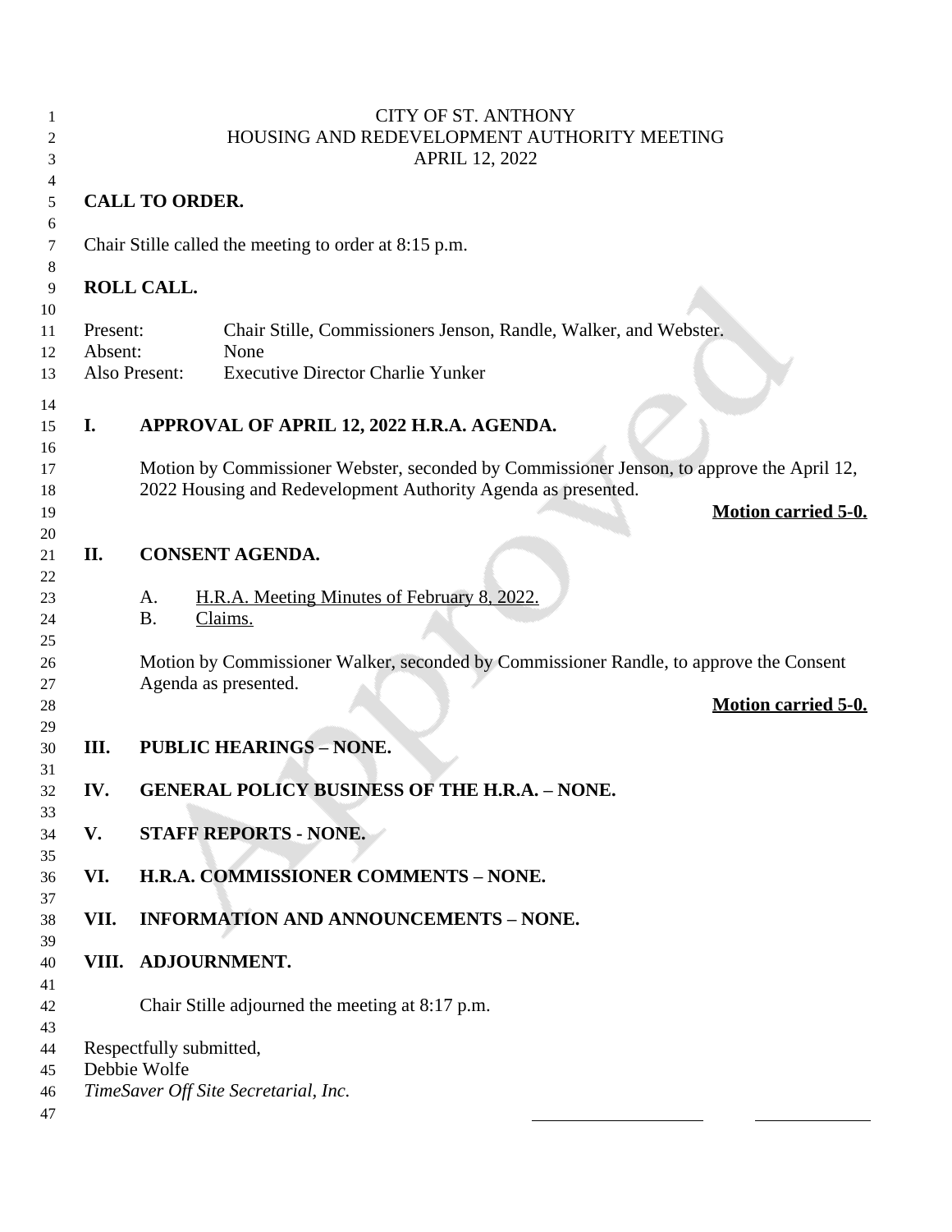# CITY OF ST. ANTHONY
## HOUSING AND REDEVELOPMENT AUTHORITY MEETING
## APRIL 12, 2022

**CALL TO ORDER.**

Chair Stille called the meeting to order at 8:15 p.m.

**ROLL CALL.**

Present: Chair Stille, Commissioners Jenson, Randle, Walker, and Webster.
Absent: None
Also Present: Executive Director Charlie Yunker

**I. APPROVAL OF APRIL 12, 2022 H.R.A. AGENDA.**

Motion by Commissioner Webster, seconded by Commissioner Jenson, to approve the April 12, 2022 Housing and Redevelopment Authority Agenda as presented.

**Motion carried 5-0.**

**II. CONSENT AGENDA.**

A. H.R.A. Meeting Minutes of February 8, 2022.
B. Claims.

Motion by Commissioner Walker, seconded by Commissioner Randle, to approve the Consent Agenda as presented.

**Motion carried 5-0.**

**III. PUBLIC HEARINGS – NONE.**

**IV. GENERAL POLICY BUSINESS OF THE H.R.A. – NONE.**

**V. STAFF REPORTS - NONE.**

**VI. H.R.A. COMMISSIONER COMMENTS – NONE.**

**VII. INFORMATION AND ANNOUNCEMENTS – NONE.**

**VIII. ADJOURNMENT.**

Chair Stille adjourned the meeting at 8:17 p.m.

Respectfully submitted,
Debbie Wolfe
*TimeSaver Off Site Secretarial, Inc.*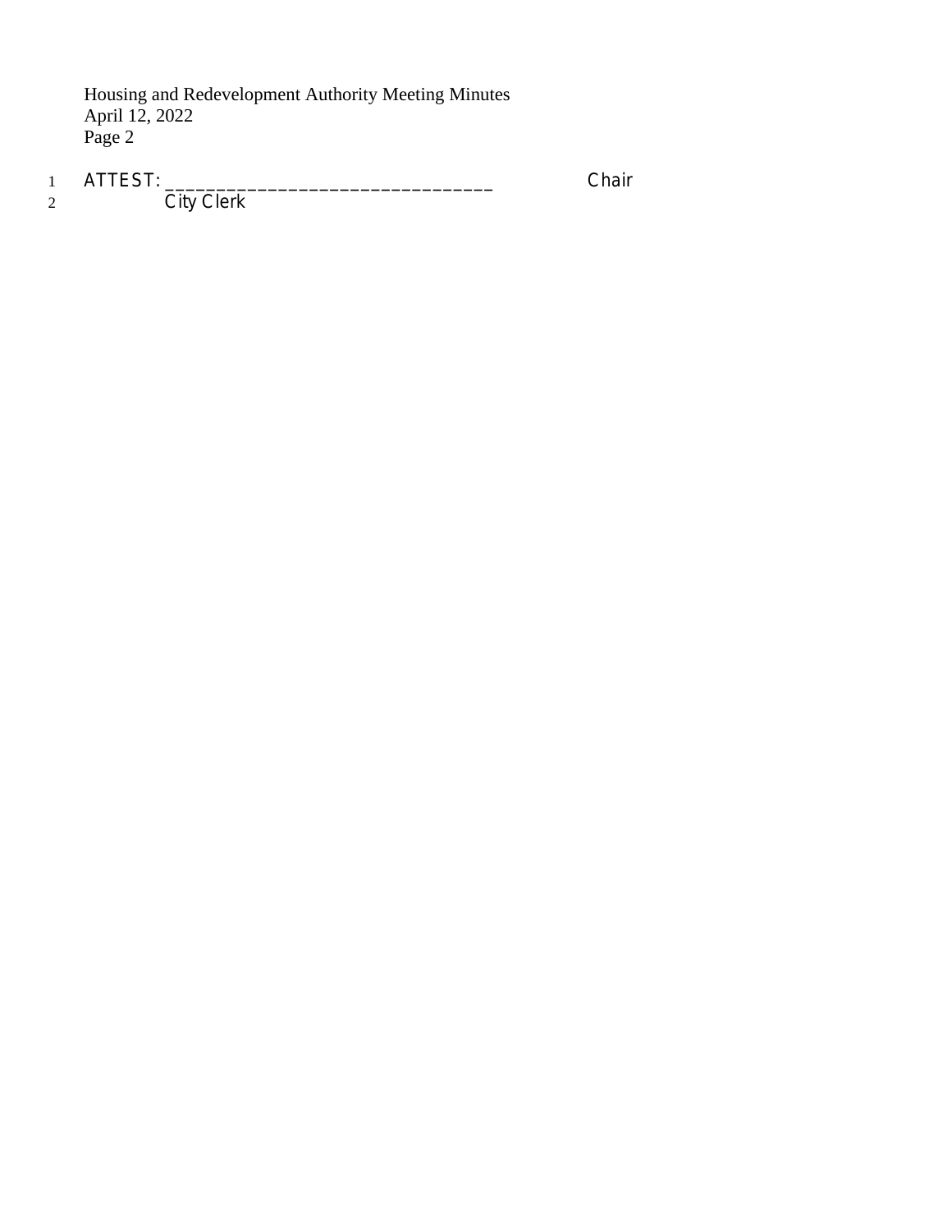ATTEST: _______________________________ Chair

City Clerk